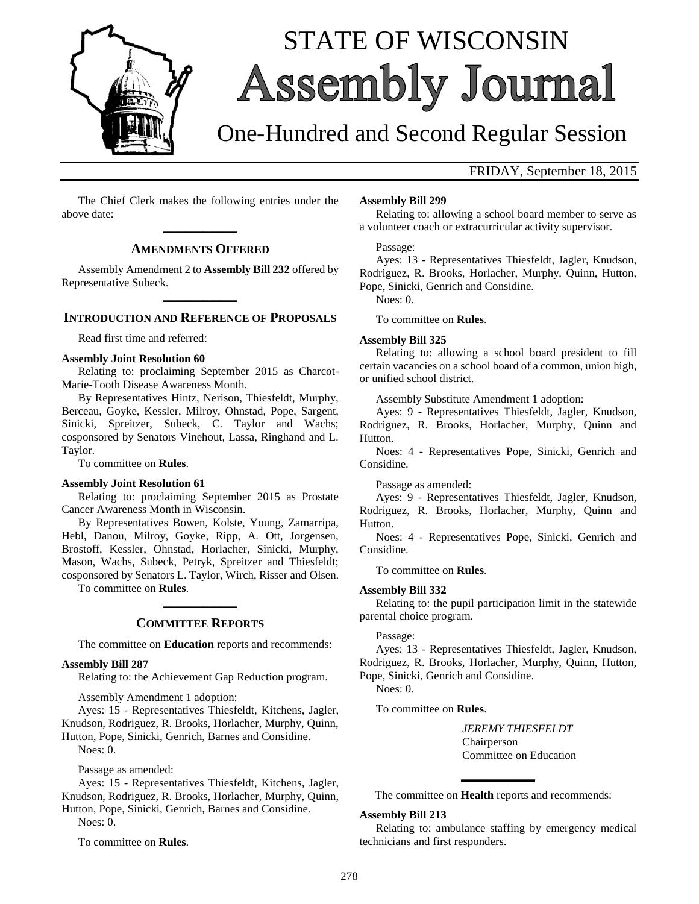# STATE OF WISCONSIN Assembly Journal

## One-Hundred and Second Regular Session

FRIDAY, September 18, 2015

The Chief Clerk makes the following entries under the above date:

## AMENDMENTS OFFERED

Assembly Amendment 2 to **Assembly Bill 232** offered by Representative Subeck.

## INTRODUCTION AND REFERENCE OF PROPOSALS

Read first time and referred:

**Assembly Joint Resolution 60**

Relating to: proclaiming September 2015 as Charcot-Marie-Tooth Disease Awareness Month.

By Representatives Hintz, Nerison, Thiesfeldt, Murphy, Berceau, Goyke, Kessler, Milroy, Ohnstad, Pope, Sargent, Sinicki, Spreitzer, Subeck, C. Taylor and Wachs; cosponsored by Senators Vinehout, Lassa, Ringhand and L. Taylor.

To committee on **Rules**.

**Assembly Joint Resolution 61**

Relating to: proclaiming September 2015 as Prostate Cancer Awareness Month in Wisconsin.

By Representatives Bowen, Kolste, Young, Zamarripa, Hebl, Danou, Milroy, Goyke, Ripp, A. Ott, Jorgensen, Brostoff, Kessler, Ohnstad, Horlacher, Sinicki, Murphy, Mason, Wachs, Subeck, Petryk, Spreitzer and Thiesfeldt; cosponsored by Senators L. Taylor, Wirch, Risser and Olsen.

To committee on **Rules**.

## COMMITTEE REPORTS

The committee on **Education** reports and recommends:

**Assembly Bill 287**

Relating to: the Achievement Gap Reduction program.

Assembly Amendment 1 adoption:

Ayes: 15 - Representatives Thiesfeldt, Kitchens, Jagler, Knudson, Rodriguez, R. Brooks, Horlacher, Murphy, Quinn, Hutton, Pope, Sinicki, Genrich, Barnes and Considine.

Noes: 0.

Passage as amended:

Ayes: 15 - Representatives Thiesfeldt, Kitchens, Jagler, Knudson, Rodriguez, R. Brooks, Horlacher, Murphy, Quinn, Hutton, Pope, Sinicki, Genrich, Barnes and Considine.

Noes: 0.

To committee on **Rules**.

**Assembly Bill 299**

Relating to: allowing a school board member to serve as a volunteer coach or extracurricular activity supervisor.

Passage:

Ayes: 13 - Representatives Thiesfeldt, Jagler, Knudson, Rodriguez, R. Brooks, Horlacher, Murphy, Quinn, Hutton, Pope, Sinicki, Genrich and Considine.

Noes: 0.

To committee on **Rules**.

**Assembly Bill 325**

Relating to: allowing a school board president to fill certain vacancies on a school board of a common, union high, or unified school district.

Assembly Substitute Amendment 1 adoption:

Ayes: 9 - Representatives Thiesfeldt, Jagler, Knudson, Rodriguez, R. Brooks, Horlacher, Murphy, Quinn and Hutton.

Noes: 4 - Representatives Pope, Sinicki, Genrich and Considine.

Passage as amended:

Ayes: 9 - Representatives Thiesfeldt, Jagler, Knudson, Rodriguez, R. Brooks, Horlacher, Murphy, Quinn and Hutton.

Noes: 4 - Representatives Pope, Sinicki, Genrich and Considine.

To committee on **Rules**.

**Assembly Bill 332**

Relating to: the pupil participation limit in the statewide parental choice program.

Passage:

Ayes: 13 - Representatives Thiesfeldt, Jagler, Knudson, Rodriguez, R. Brooks, Horlacher, Murphy, Quinn, Hutton, Pope, Sinicki, Genrich and Considine.

Noes: 0.

To committee on **Rules**.

*JEREMY THIESFELDT*
Chairperson
Committee on Education

The committee on **Health** reports and recommends:

**Assembly Bill 213**

Relating to: ambulance staffing by emergency medical technicians and first responders.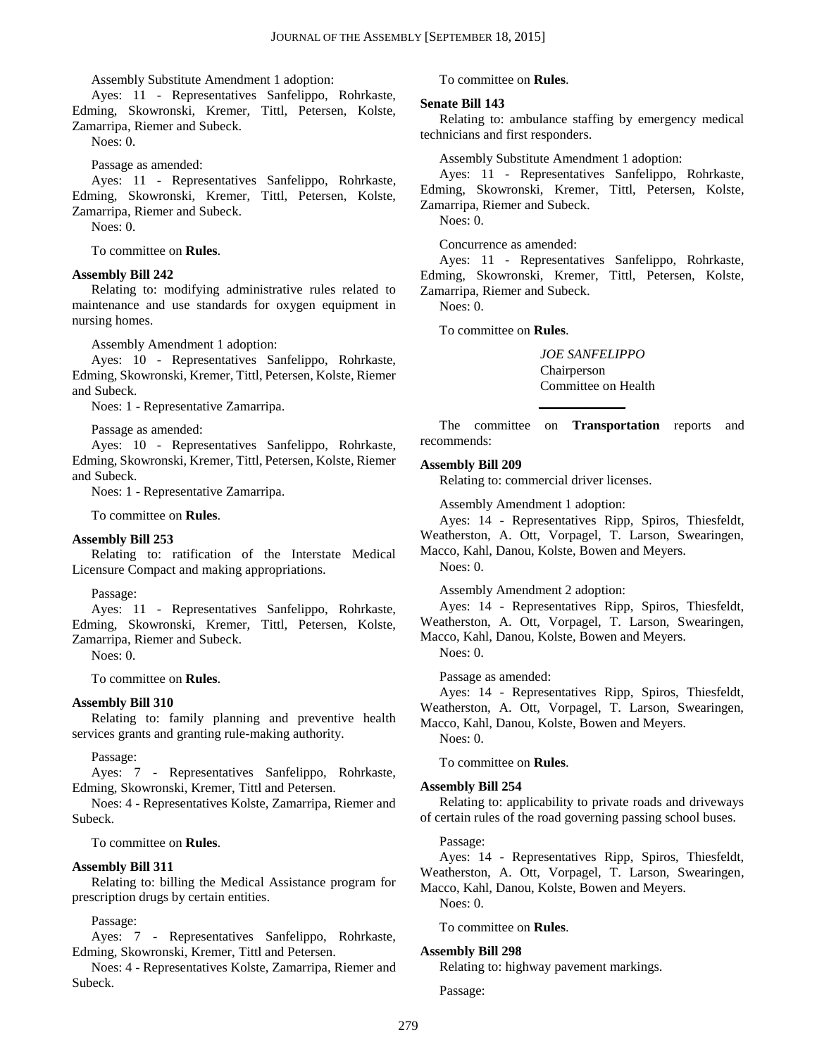Assembly Substitute Amendment 1 adoption:

Ayes: 11 - Representatives Sanfelippo, Rohrkaste, Edming, Skowronski, Kremer, Tittl, Petersen, Kolste, Zamarripa, Riemer and Subeck.

Noes: 0.

Passage as amended:

Ayes: 11 - Representatives Sanfelippo, Rohrkaste, Edming, Skowronski, Kremer, Tittl, Petersen, Kolste, Zamarripa, Riemer and Subeck.

Noes: 0.

To committee on **Rules**.

**Assembly Bill 242**

Relating to: modifying administrative rules related to maintenance and use standards for oxygen equipment in nursing homes.

Assembly Amendment 1 adoption:

Ayes: 10 - Representatives Sanfelippo, Rohrkaste, Edming, Skowronski, Kremer, Tittl, Petersen, Kolste, Riemer and Subeck.

Noes: 1 - Representative Zamarripa.

Passage as amended:

Ayes: 10 - Representatives Sanfelippo, Rohrkaste, Edming, Skowronski, Kremer, Tittl, Petersen, Kolste, Riemer and Subeck.

Noes: 1 - Representative Zamarripa.

To committee on **Rules**.

**Assembly Bill 253**

Relating to: ratification of the Interstate Medical Licensure Compact and making appropriations.

Passage:

Ayes: 11 - Representatives Sanfelippo, Rohrkaste, Edming, Skowronski, Kremer, Tittl, Petersen, Kolste, Zamarripa, Riemer and Subeck.

Noes: 0.

To committee on **Rules**.

**Assembly Bill 310**

Relating to: family planning and preventive health services grants and granting rule-making authority.

Passage:

Ayes: 7 - Representatives Sanfelippo, Rohrkaste, Edming, Skowronski, Kremer, Tittl and Petersen.

Noes: 4 - Representatives Kolste, Zamarripa, Riemer and Subeck.

To committee on **Rules**.

**Assembly Bill 311**

Relating to: billing the Medical Assistance program for prescription drugs by certain entities.

Passage:

Ayes: 7 - Representatives Sanfelippo, Rohrkaste, Edming, Skowronski, Kremer, Tittl and Petersen.

Noes: 4 - Representatives Kolste, Zamarripa, Riemer and Subeck.

To committee on **Rules**.

**Senate Bill 143**

Relating to: ambulance staffing by emergency medical technicians and first responders.

Assembly Substitute Amendment 1 adoption:

Ayes: 11 - Representatives Sanfelippo, Rohrkaste, Edming, Skowronski, Kremer, Tittl, Petersen, Kolste, Zamarripa, Riemer and Subeck.

Noes: 0.

Concurrence as amended:

Ayes: 11 - Representatives Sanfelippo, Rohrkaste, Edming, Skowronski, Kremer, Tittl, Petersen, Kolste, Zamarripa, Riemer and Subeck.

Noes: 0.

To committee on **Rules**.

*JOE SANFELIPPO*
Chairperson
Committee on Health

---

The committee on **Transportation** reports and recommends:

**Assembly Bill 209**

Relating to: commercial driver licenses.

Assembly Amendment 1 adoption:

Ayes: 14 - Representatives Ripp, Spiros, Thiesfeldt, Weatherston, A. Ott, Vorpagel, T. Larson, Swearingen, Macco, Kahl, Danou, Kolste, Bowen and Meyers.

Noes: 0.

Assembly Amendment 2 adoption:

Ayes: 14 - Representatives Ripp, Spiros, Thiesfeldt, Weatherston, A. Ott, Vorpagel, T. Larson, Swearingen, Macco, Kahl, Danou, Kolste, Bowen and Meyers.

Noes: 0.

Passage as amended:

Ayes: 14 - Representatives Ripp, Spiros, Thiesfeldt, Weatherston, A. Ott, Vorpagel, T. Larson, Swearingen, Macco, Kahl, Danou, Kolste, Bowen and Meyers.

Noes: 0.

To committee on **Rules**.

**Assembly Bill 254**

Relating to: applicability to private roads and driveways of certain rules of the road governing passing school buses.

Passage:

Ayes: 14 - Representatives Ripp, Spiros, Thiesfeldt, Weatherston, A. Ott, Vorpagel, T. Larson, Swearingen, Macco, Kahl, Danou, Kolste, Bowen and Meyers.

Noes: 0.

To committee on **Rules**.

**Assembly Bill 298**

Relating to: highway pavement markings.

Passage: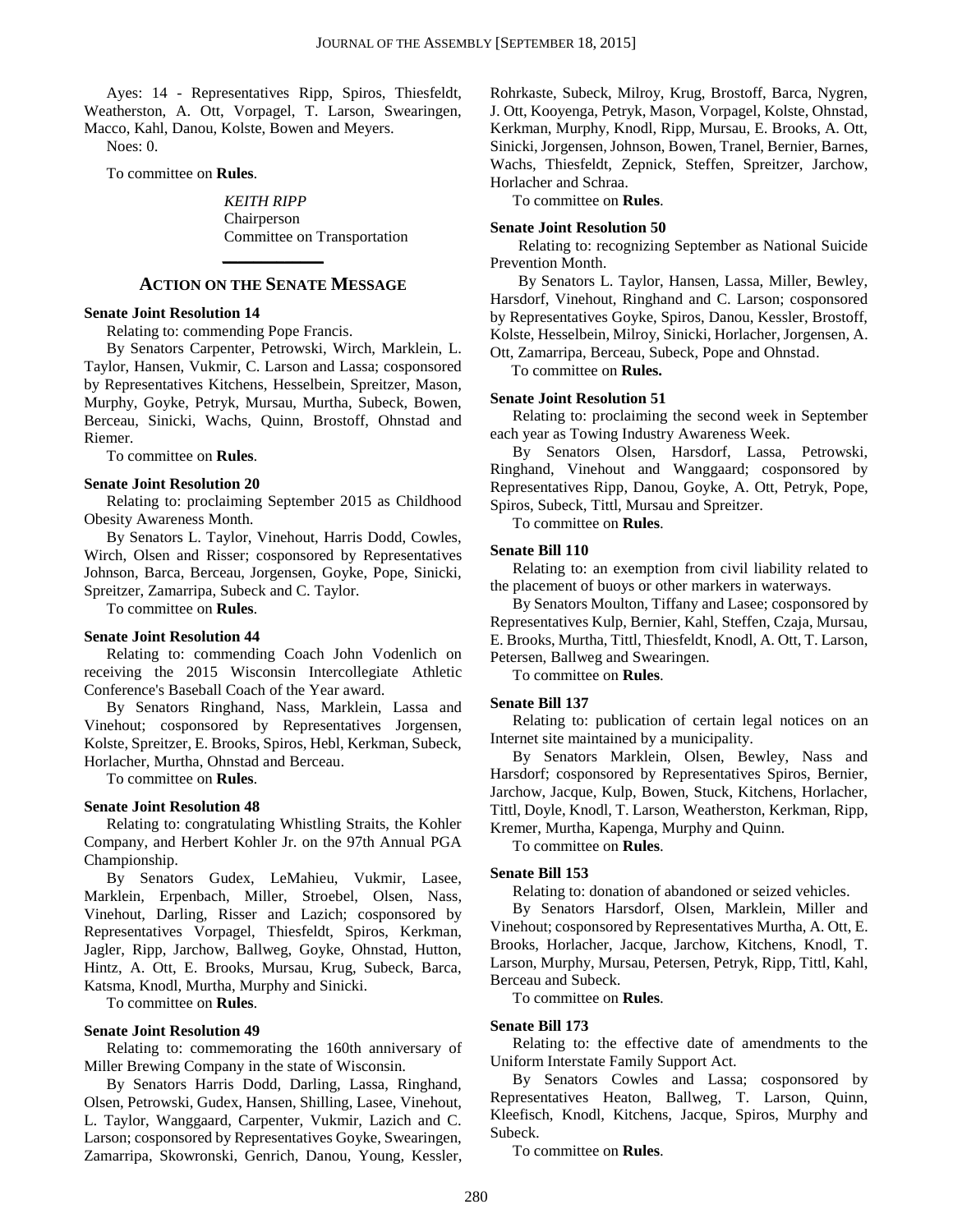Ayes: 14 - Representatives Ripp, Spiros, Thiesfeldt, Weatherston, A. Ott, Vorpagel, T. Larson, Swearingen, Macco, Kahl, Danou, Kolste, Bowen and Meyers.

Noes: 0.

To committee on **Rules**.

*KEITH RIPP*
Chairperson
Committee on Transportation

## ACTION ON THE SENATE MESSAGE

**Senate Joint Resolution 14**

Relating to: commending Pope Francis.

By Senators Carpenter, Petrowski, Wirch, Marklein, L. Taylor, Hansen, Vukmir, C. Larson and Lassa; cosponsored by Representatives Kitchens, Hesselbein, Spreitzer, Mason, Murphy, Goyke, Petryk, Mursau, Murtha, Subeck, Bowen, Berceau, Sinicki, Wachs, Quinn, Brostoff, Ohnstad and Riemer.

To committee on **Rules**.

**Senate Joint Resolution 20**

Relating to: proclaiming September 2015 as Childhood Obesity Awareness Month.

By Senators L. Taylor, Vinehout, Harris Dodd, Cowles, Wirch, Olsen and Risser; cosponsored by Representatives Johnson, Barca, Berceau, Jorgensen, Goyke, Pope, Sinicki, Spreitzer, Zamarripa, Subeck and C. Taylor.

To committee on **Rules**.

**Senate Joint Resolution 44**

Relating to: commending Coach John Vodenlich on receiving the 2015 Wisconsin Intercollegiate Athletic Conference's Baseball Coach of the Year award.

By Senators Ringhand, Nass, Marklein, Lassa and Vinehout; cosponsored by Representatives Jorgensen, Kolste, Spreitzer, E. Brooks, Spiros, Hebl, Kerkman, Subeck, Horlacher, Murtha, Ohnstad and Berceau.

To committee on **Rules**.

**Senate Joint Resolution 48**

Relating to: congratulating Whistling Straits, the Kohler Company, and Herbert Kohler Jr. on the 97th Annual PGA Championship.

By Senators Gudex, LeMahieu, Vukmir, Lasee, Marklein, Erpenbach, Miller, Stroebel, Olsen, Nass, Vinehout, Darling, Risser and Lazich; cosponsored by Representatives Vorpagel, Thiesfeldt, Spiros, Kerkman, Jagler, Ripp, Jarchow, Ballweg, Goyke, Ohnstad, Hutton, Hintz, A. Ott, E. Brooks, Mursau, Krug, Subeck, Barca, Katsma, Knodl, Murtha, Murphy and Sinicki.

To committee on **Rules**.

**Senate Joint Resolution 49**

Relating to: commemorating the 160th anniversary of Miller Brewing Company in the state of Wisconsin.

By Senators Harris Dodd, Darling, Lassa, Ringhand, Olsen, Petrowski, Gudex, Hansen, Shilling, Lasee, Vinehout, L. Taylor, Wanggaard, Carpenter, Vukmir, Lazich and C. Larson; cosponsored by Representatives Goyke, Swearingen, Zamarripa, Skowronski, Genrich, Danou, Young, Kessler, Rohrkaste, Subeck, Milroy, Krug, Brostoff, Barca, Nygren, J. Ott, Kooyenga, Petryk, Mason, Vorpagel, Kolste, Ohnstad, Kerkman, Murphy, Knodl, Ripp, Mursau, E. Brooks, A. Ott, Sinicki, Jorgensen, Johnson, Bowen, Tranel, Bernier, Barnes, Wachs, Thiesfeldt, Zepnick, Steffen, Spreitzer, Jarchow, Horlacher and Schraa.

To committee on **Rules**.

**Senate Joint Resolution 50**

Relating to: recognizing September as National Suicide Prevention Month.

By Senators L. Taylor, Hansen, Lassa, Miller, Bewley, Harsdorf, Vinehout, Ringhand and C. Larson; cosponsored by Representatives Goyke, Spiros, Danou, Kessler, Brostoff, Kolste, Hesselbein, Milroy, Sinicki, Horlacher, Jorgensen, A. Ott, Zamarripa, Berceau, Subeck, Pope and Ohnstad.

To committee on **Rules.**

**Senate Joint Resolution 51**

Relating to: proclaiming the second week in September each year as Towing Industry Awareness Week.

By Senators Olsen, Harsdorf, Lassa, Petrowski, Ringhand, Vinehout and Wanggaard; cosponsored by Representatives Ripp, Danou, Goyke, A. Ott, Petryk, Pope, Spiros, Subeck, Tittl, Mursau and Spreitzer.

To committee on **Rules**.

**Senate Bill 110**

Relating to: an exemption from civil liability related to the placement of buoys or other markers in waterways.

By Senators Moulton, Tiffany and Lasee; cosponsored by Representatives Kulp, Bernier, Kahl, Steffen, Czaja, Mursau, E. Brooks, Murtha, Tittl, Thiesfeldt, Knodl, A. Ott, T. Larson, Petersen, Ballweg and Swearingen.

To committee on **Rules**.

**Senate Bill 137**

Relating to: publication of certain legal notices on an Internet site maintained by a municipality.

By Senators Marklein, Olsen, Bewley, Nass and Harsdorf; cosponsored by Representatives Spiros, Bernier, Jarchow, Jacque, Kulp, Bowen, Stuck, Kitchens, Horlacher, Tittl, Doyle, Knodl, T. Larson, Weatherston, Kerkman, Ripp, Kremer, Murtha, Kapenga, Murphy and Quinn.

To committee on **Rules**.

**Senate Bill 153**

Relating to: donation of abandoned or seized vehicles.

By Senators Harsdorf, Olsen, Marklein, Miller and Vinehout; cosponsored by Representatives Murtha, A. Ott, E. Brooks, Horlacher, Jacque, Jarchow, Kitchens, Knodl, T. Larson, Murphy, Mursau, Petersen, Petryk, Ripp, Tittl, Kahl, Berceau and Subeck.

To committee on **Rules**.

**Senate Bill 173**

Relating to: the effective date of amendments to the Uniform Interstate Family Support Act.

By Senators Cowles and Lassa; cosponsored by Representatives Heaton, Ballweg, T. Larson, Quinn, Kleefisch, Knodl, Kitchens, Jacque, Spiros, Murphy and Subeck.

To committee on **Rules**.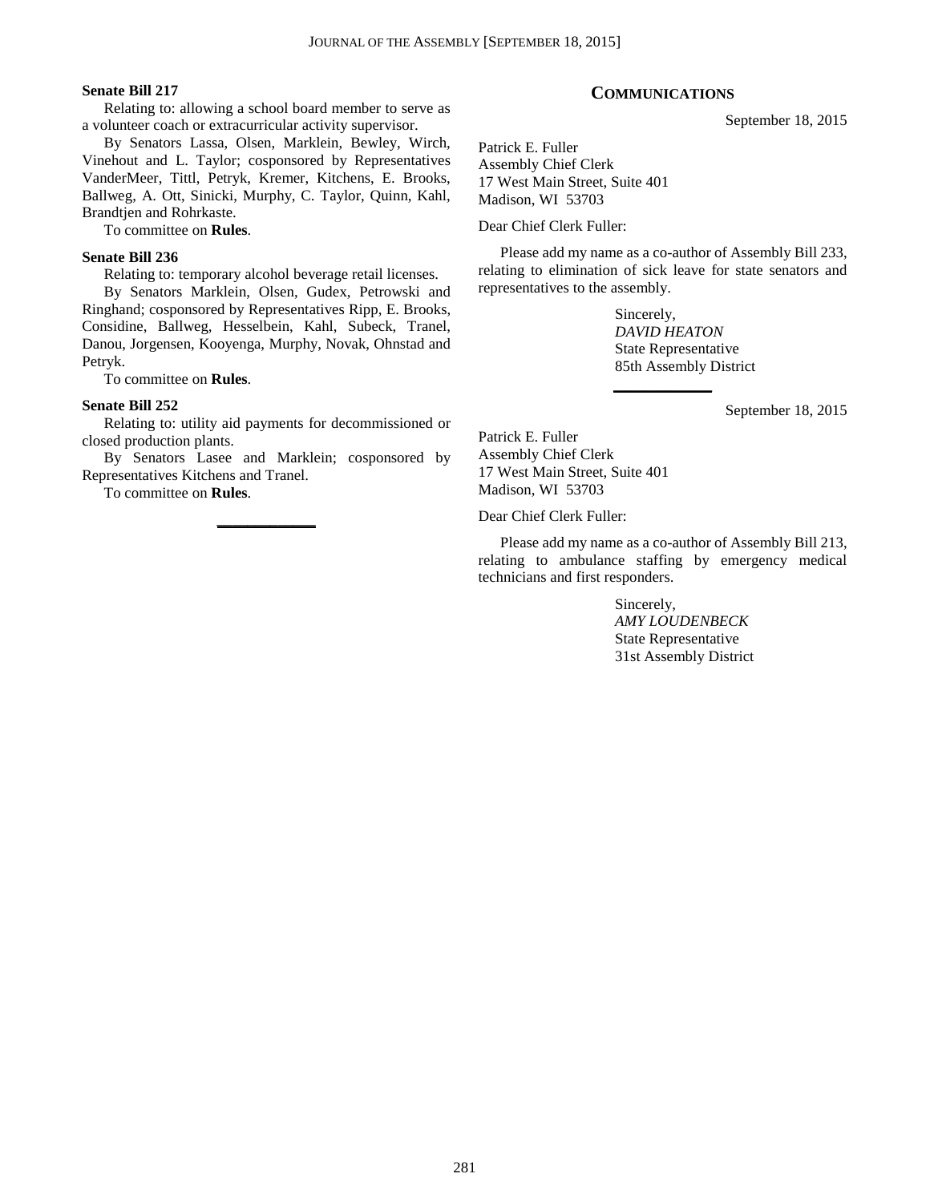**Senate Bill 217**

Relating to: allowing a school board member to serve as a volunteer coach or extracurricular activity supervisor.

By Senators Lassa, Olsen, Marklein, Bewley, Wirch, Vinehout and L. Taylor; cosponsored by Representatives VanderMeer, Tittl, Petryk, Kremer, Kitchens, E. Brooks, Ballweg, A. Ott, Sinicki, Murphy, C. Taylor, Quinn, Kahl, Brandtjen and Rohrkaste.

To committee on **Rules**.

**Senate Bill 236**

Relating to: temporary alcohol beverage retail licenses.

By Senators Marklein, Olsen, Gudex, Petrowski and Ringhand; cosponsored by Representatives Ripp, E. Brooks, Considine, Ballweg, Hesselbein, Kahl, Subeck, Tranel, Danou, Jorgensen, Kooyenga, Murphy, Novak, Ohnstad and Petryk.

To committee on **Rules**.

**Senate Bill 252**

Relating to: utility aid payments for decommissioned or closed production plants.

By Senators Lasee and Marklein; cosponsored by Representatives Kitchens and Tranel.

To committee on **Rules**.

---

## COMMUNICATIONS

September 18, 2015

Patrick E. Fuller
Assembly Chief Clerk
17 West Main Street, Suite 401
Madison, WI 53703

Dear Chief Clerk Fuller:

Please add my name as a co-author of Assembly Bill 233, relating to elimination of sick leave for state senators and representatives to the assembly.

Sincerely,
*DAVID HEATON*
State Representative
85th Assembly District

---

September 18, 2015

Patrick E. Fuller
Assembly Chief Clerk
17 West Main Street, Suite 401
Madison, WI 53703

Dear Chief Clerk Fuller:

Please add my name as a co-author of Assembly Bill 213, relating to ambulance staffing by emergency medical technicians and first responders.

Sincerely,
*AMY LOUDENBECK*
State Representative
31st Assembly District